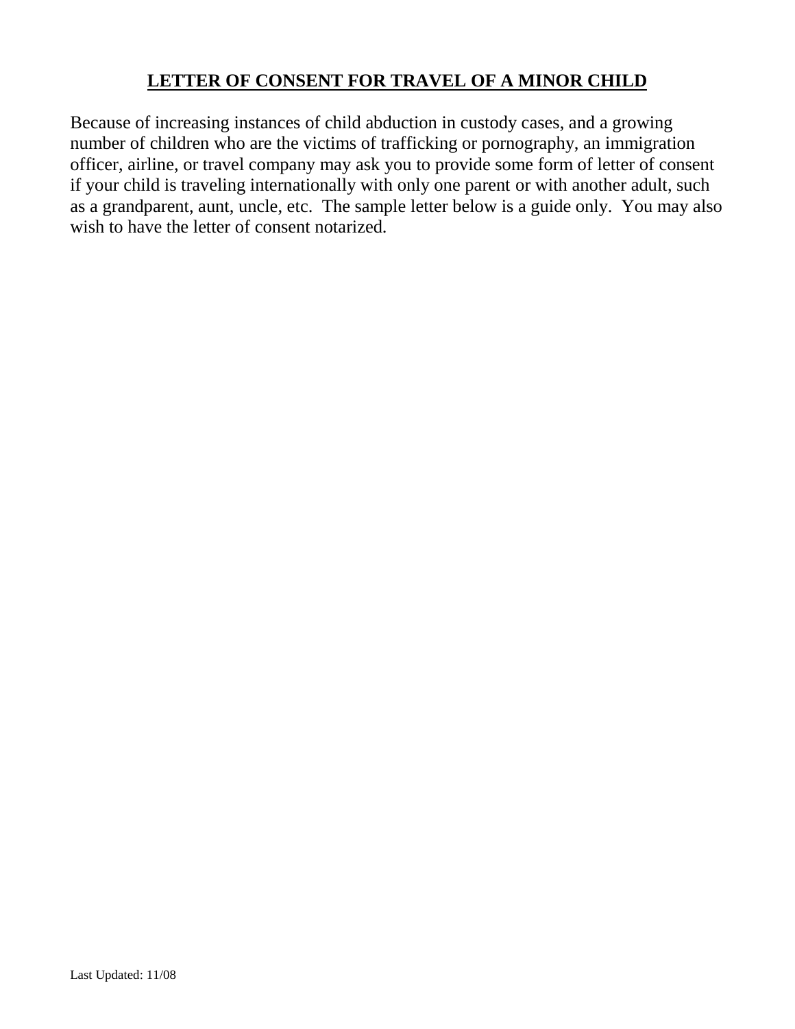**LETTER OF CONSENT FOR TRAVEL OF A MINOR CHILD**

Because of increasing instances of child abduction in custody cases, and a growing number of children who are the victims of trafficking or pornography, an immigration officer, airline, or travel company may ask you to provide some form of letter of consent if your child is traveling internationally with only one parent or with another adult, such as a grandparent, aunt, uncle, etc. The sample letter below is a guide only. You may also wish to have the letter of consent notarized.

Last Updated: 11/08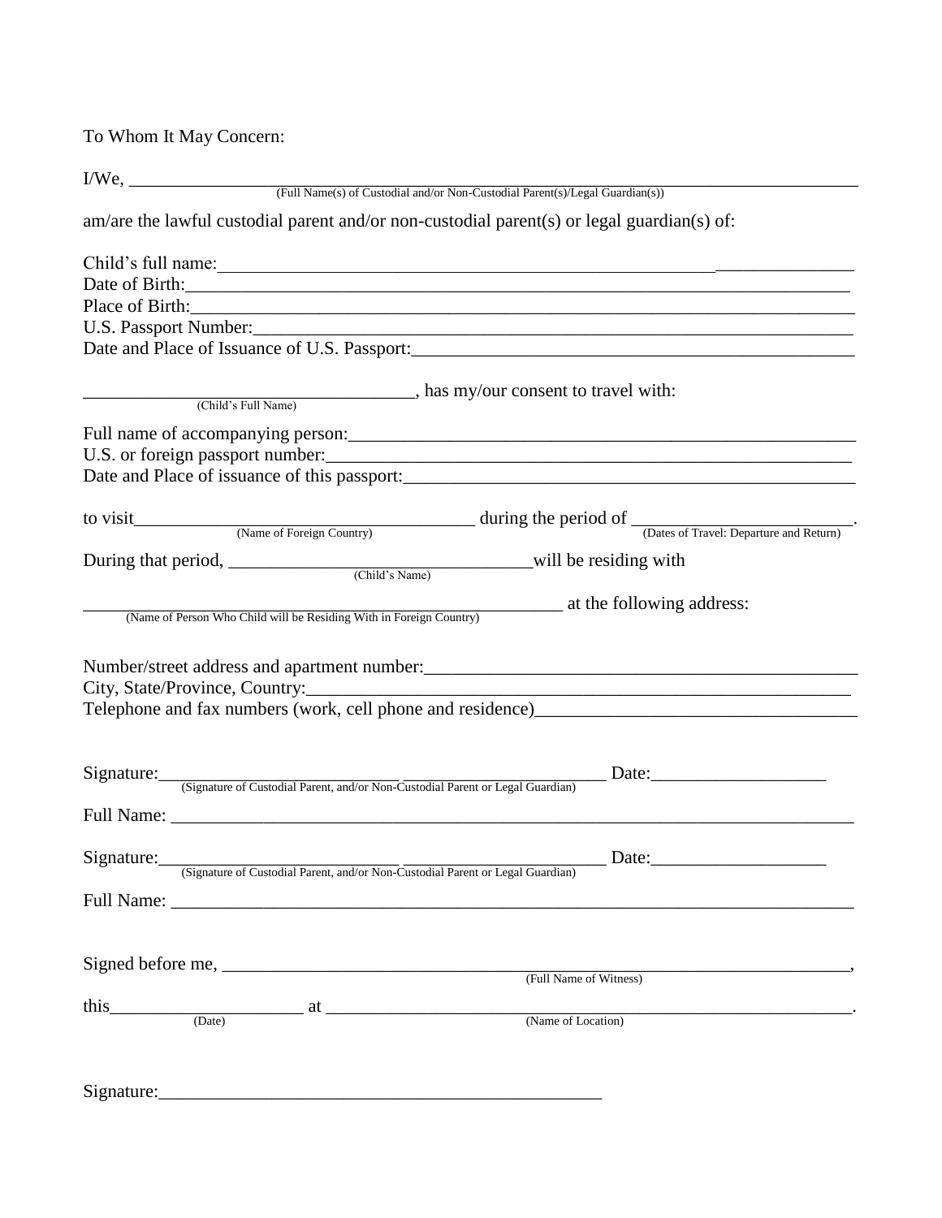To Whom It May Concern:

I/We, ______________________________________________________________________________
(Full Name(s) of Custodial and/or Non-Custodial Parent(s)/Legal Guardian(s))

am/are the lawful custodial parent and/or non-custodial parent(s) or legal guardian(s) of:

Child's full name:_____________________________________________________________________
Date of Birth:_________________________________________________________________________
Place of Birth:________________________________________________________________________
U.S. Passport Number:__________________________________________________________________
Date and Place of Issuance of U.S. Passport:_______________________________________________

____________________________________, has my/our consent to travel with:
(Child's Full Name)

Full name of accompanying person:______________________________________________________
U.S. or foreign passport number:________________________________________________________
Date and Place of issuance of this passport:_______________________________________________

to visit______________________________________ during the period of _________________________.
(Name of Foreign Country) (Dates of Travel: Departure and Return)

During that period, _________________________________will be residing with
(Child's Name)

____________________________________________________________ at the following address:
(Name of Person Who Child will be Residing With in Foreign Country)

Number/street address and apartment number:_______________________________________________
City, State/Province, Country:___________________________________________________________
Telephone and fax numbers (work, cell phone and residence)__________________________________

Signature:__________________________ ______________________ Date:___________________
(Signature of Custodial Parent, and/or Non-Custodial Parent or Legal Guardian)

Full Name: ___________________________________________________________________________

Signature:__________________________ ______________________ Date:___________________
(Signature of Custodial Parent, and/or Non-Custodial Parent or Legal Guardian)

Full Name: ___________________________________________________________________________

Signed before me, _____________________________________________________________________,
(Full Name of Witness)

this_____________________ at ______________________________________________________.
(Date) (Name of Location)

Signature:__________________________________________________